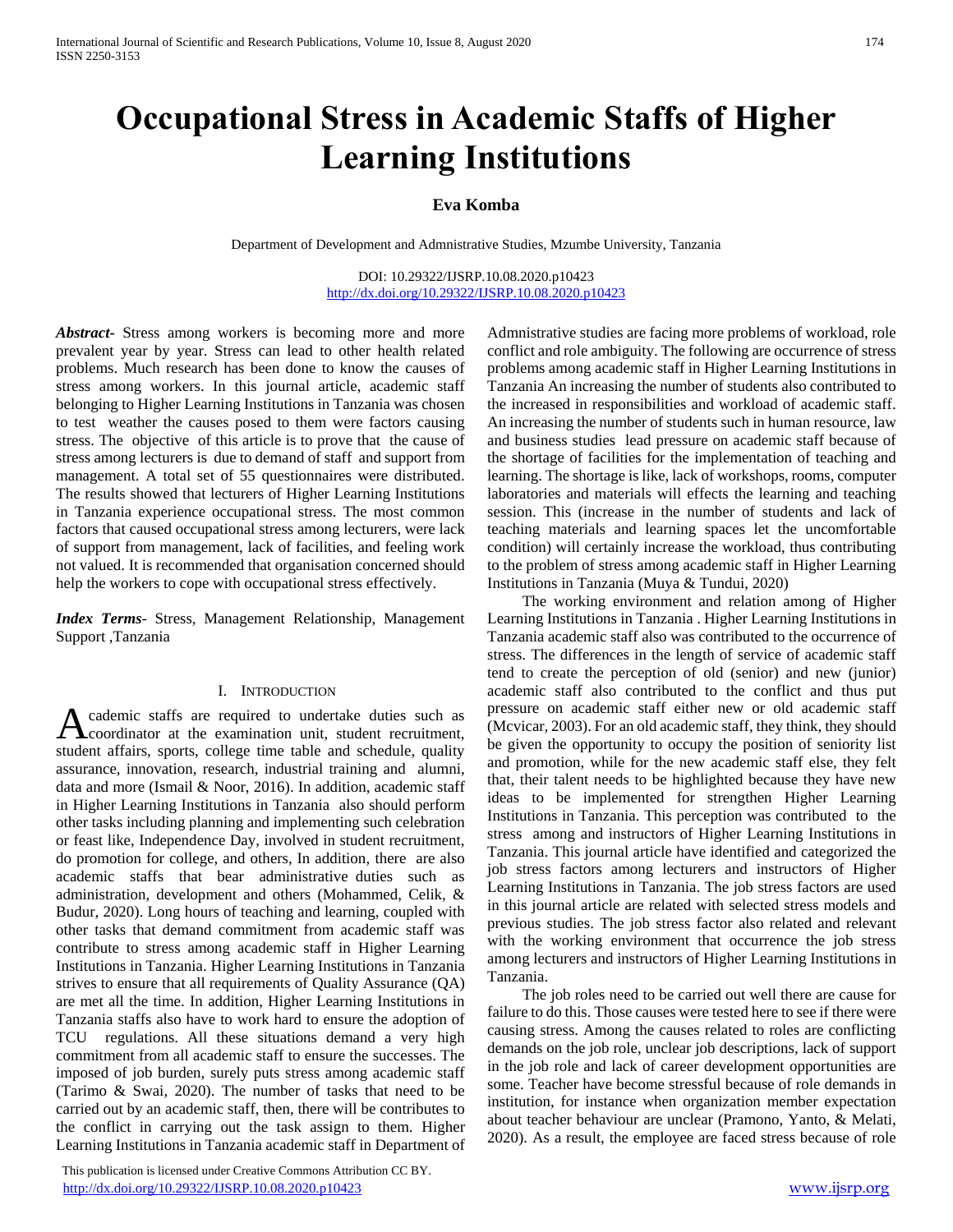# Occupational Stress in Academic Staffs of Higher Learning Institutions

**Eva Komba**

Department of Development and Admnistrative Studies, Mzumbe University, Tanzania

DOI: 10.29322/IJSRP.10.08.2020.p10423
http://dx.doi.org/10.29322/IJSRP.10.08.2020.p10423

***Abstract*-** Stress among workers is becoming more and more prevalent year by year. Stress can lead to other health related problems. Much research has been done to know the causes of stress among workers. In this journal article, academic staff belonging to Higher Learning Institutions in Tanzania was chosen to test weather the causes posed to them were factors causing stress. The objective of this article is to prove that the cause of stress among lecturers is due to demand of staff and support from management. A total set of 55 questionnaires were distributed. The results showed that lecturers of Higher Learning Institutions in Tanzania experience occupational stress. The most common factors that caused occupational stress among lecturers, were lack of support from management, lack of facilities, and feeling work not valued. It is recommended that organisation concerned should help the workers to cope with occupational stress effectively.

***Index Terms*-** Stress, Management Relationship, Management Support ,Tanzania

## I. Introduction

Academic staffs are required to undertake duties such as coordinator at the examination unit, student recruitment, student affairs, sports, college time table and schedule, quality assurance, innovation, research, industrial training and alumni, data and more (Ismail & Noor, 2016). In addition, academic staff in Higher Learning Institutions in Tanzania also should perform other tasks including planning and implementing such celebration or feast like, Independence Day, involved in student recruitment, do promotion for college, and others, In addition, there are also academic staffs that bear administrative duties such as administration, development and others (Mohammed, Celik, & Budur, 2020). Long hours of teaching and learning, coupled with other tasks that demand commitment from academic staff was contribute to stress among academic staff in Higher Learning Institutions in Tanzania. Higher Learning Institutions in Tanzania strives to ensure that all requirements of Quality Assurance (QA) are met all the time. In addition, Higher Learning Institutions in Tanzania staffs also have to work hard to ensure the adoption of TCU regulations. All these situations demand a very high commitment from all academic staff to ensure the successes. The imposed of job burden, surely puts stress among academic staff (Tarimo & Swai, 2020). The number of tasks that need to be carried out by an academic staff, then, there will be contributes to the conflict in carrying out the task assign to them. Higher Learning Institutions in Tanzania academic staff in Department of Admnistrative studies are facing more problems of workload, role conflict and role ambiguity. The following are occurrence of stress problems among academic staff in Higher Learning Institutions in Tanzania An increasing the number of students also contributed to the increased in responsibilities and workload of academic staff. An increasing the number of students such in human resource, law and business studies lead pressure on academic staff because of the shortage of facilities for the implementation of teaching and learning. The shortage is like, lack of workshops, rooms, computer laboratories and materials will effects the learning and teaching session. This (increase in the number of students and lack of teaching materials and learning spaces let the uncomfortable condition) will certainly increase the workload, thus contributing to the problem of stress among academic staff in Higher Learning Institutions in Tanzania (Muya & Tundui, 2020)

The working environment and relation among of Higher Learning Institutions in Tanzania . Higher Learning Institutions in Tanzania academic staff also was contributed to the occurrence of stress. The differences in the length of service of academic staff tend to create the perception of old (senior) and new (junior) academic staff also contributed to the conflict and thus put pressure on academic staff either new or old academic staff (Mcvicar, 2003). For an old academic staff, they think, they should be given the opportunity to occupy the position of seniority list and promotion, while for the new academic staff else, they felt that, their talent needs to be highlighted because they have new ideas to be implemented for strengthen Higher Learning Institutions in Tanzania. This perception was contributed to the stress among and instructors of Higher Learning Institutions in Tanzania. This journal article have identified and categorized the job stress factors among lecturers and instructors of Higher Learning Institutions in Tanzania. The job stress factors are used in this journal article are related with selected stress models and previous studies. The job stress factor also related and relevant with the working environment that occurrence the job stress among lecturers and instructors of Higher Learning Institutions in Tanzania.

The job roles need to be carried out well there are cause for failure to do this. Those causes were tested here to see if there were causing stress. Among the causes related to roles are conflicting demands on the job role, unclear job descriptions, lack of support in the job role and lack of career development opportunities are some. Teacher have become stressful because of role demands in institution, for instance when organization member expectation about teacher behaviour are unclear (Pramono, Yanto, & Melati, 2020). As a result, the employee are faced stress because of role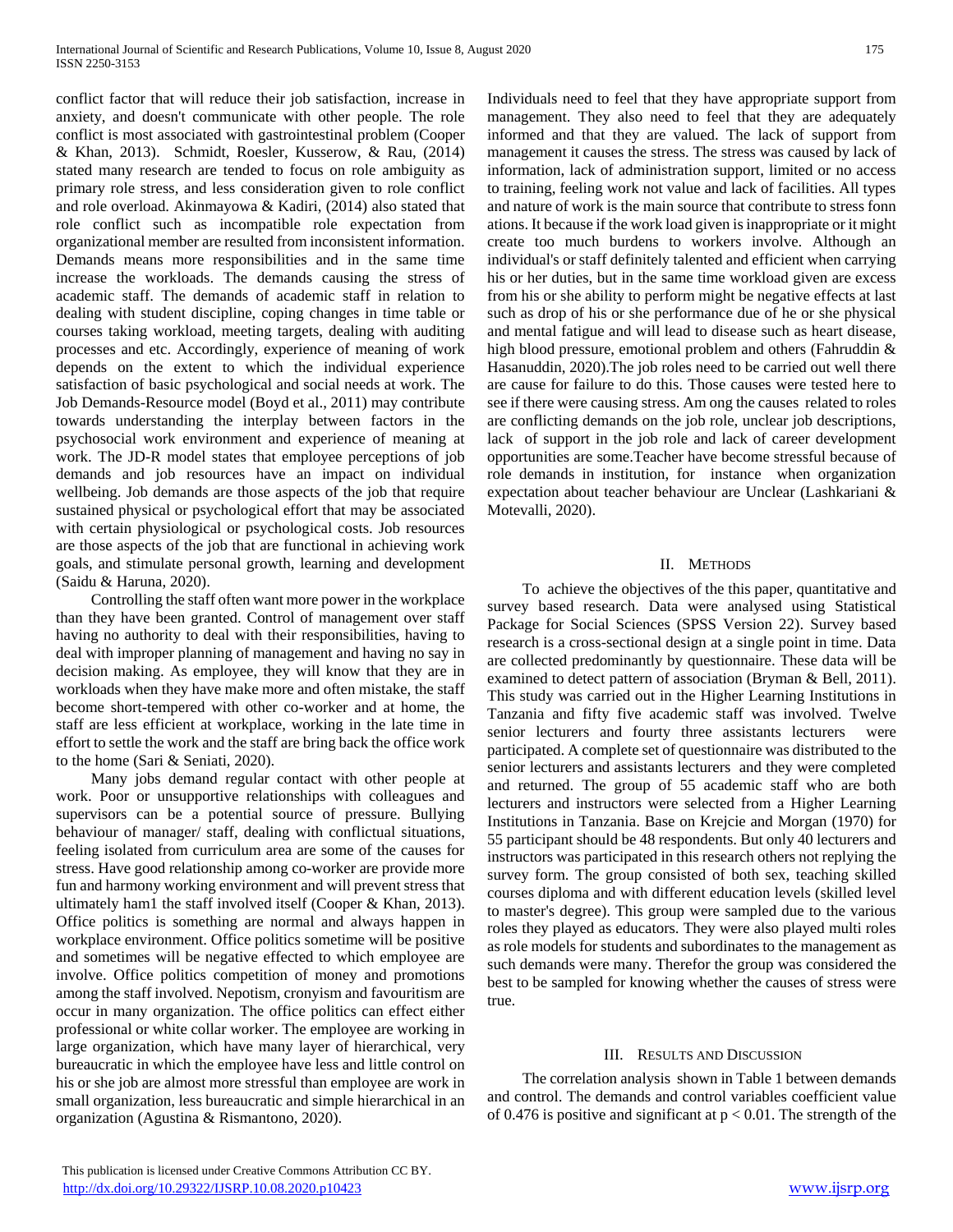conflict factor that will reduce their job satisfaction, increase in anxiety, and doesn't communicate with other people. The role conflict is most associated with gastrointestinal problem (Cooper & Khan, 2013). Schmidt, Roesler, Kusserow, & Rau, (2014) stated many research are tended to focus on role ambiguity as primary role stress, and less consideration given to role conflict and role overload. Akinmayowa & Kadiri, (2014) also stated that role conflict such as incompatible role expectation from organizational member are resulted from inconsistent information. Demands means more responsibilities and in the same time increase the workloads. The demands causing the stress of academic staff. The demands of academic staff in relation to dealing with student discipline, coping changes in time table or courses taking workload, meeting targets, dealing with auditing processes and etc. Accordingly, experience of meaning of work depends on the extent to which the individual experience satisfaction of basic psychological and social needs at work. The Job Demands-Resource model (Boyd et al., 2011) may contribute towards understanding the interplay between factors in the psychosocial work environment and experience of meaning at work. The JD-R model states that employee perceptions of job demands and job resources have an impact on individual wellbeing. Job demands are those aspects of the job that require sustained physical or psychological effort that may be associated with certain physiological or psychological costs. Job resources are those aspects of the job that are functional in achieving work goals, and stimulate personal growth, learning and development (Saidu & Haruna, 2020).

Controlling the staff often want more power in the workplace than they have been granted. Control of management over staff having no authority to deal with their responsibilities, having to deal with improper planning of management and having no say in decision making. As employee, they will know that they are in workloads when they have make more and often mistake, the staff become short-tempered with other co-worker and at home, the staff are less efficient at workplace, working in the late time in effort to settle the work and the staff are bring back the office work to the home (Sari & Seniati, 2020).

Many jobs demand regular contact with other people at work. Poor or unsupportive relationships with colleagues and supervisors can be a potential source of pressure. Bullying behaviour of manager/ staff, dealing with conflictual situations, feeling isolated from curriculum area are some of the causes for stress. Have good relationship among co-worker are provide more fun and harmony working environment and will prevent stress that ultimately ham1 the staff involved itself (Cooper & Khan, 2013). Office politics is something are normal and always happen in workplace environment. Office politics sometime will be positive and sometimes will be negative effected to which employee are involve. Office politics competition of money and promotions among the staff involved. Nepotism, cronyism and favouritism are occur in many organization. The office politics can effect either professional or white collar worker. The employee are working in large organization, which have many layer of hierarchical, very bureaucratic in which the employee have less and little control on his or she job are almost more stressful than employee are work in small organization, less bureaucratic and simple hierarchical in an organization (Agustina & Rismantono, 2020).

Individuals need to feel that they have appropriate support from management. They also need to feel that they are adequately informed and that they are valued. The lack of support from management it causes the stress. The stress was caused by lack of information, lack of administration support, limited or no access to training, feeling work not value and lack of facilities. All types and nature of work is the main source that contribute to stress fonn ations. It because if the work load given is inappropriate or it might create too much burdens to workers involve. Although an individual's or staff definitely talented and efficient when carrying his or her duties, but in the same time workload given are excess from his or she ability to perform might be negative effects at last such as drop of his or she performance due of he or she physical and mental fatigue and will lead to disease such as heart disease, high blood pressure, emotional problem and others (Fahruddin & Hasanuddin, 2020).The job roles need to be carried out well there are cause for failure to do this. Those causes were tested here to see if there were causing stress. Am ong the causes related to roles are conflicting demands on the job role, unclear job descriptions, lack of support in the job role and lack of career development opportunities are some.Teacher have become stressful because of role demands in institution, for instance when organization expectation about teacher behaviour are Unclear (Lashkariani & Motevalli, 2020).

## II. Methods

To achieve the objectives of the this paper, quantitative and survey based research. Data were analysed using Statistical Package for Social Sciences (SPSS Version 22). Survey based research is a cross-sectional design at a single point in time. Data are collected predominantly by questionnaire. These data will be examined to detect pattern of association (Bryman & Bell, 2011). This study was carried out in the Higher Learning Institutions in Tanzania and fifty five academic staff was involved. Twelve senior lecturers and fourty three assistants lecturers were participated. A complete set of questionnaire was distributed to the senior lecturers and assistants lecturers and they were completed and returned. The group of 55 academic staff who are both lecturers and instructors were selected from a Higher Learning Institutions in Tanzania. Base on Krejcie and Morgan (1970) for 55 participant should be 48 respondents. But only 40 lecturers and instructors was participated in this research others not replying the survey form. The group consisted of both sex, teaching skilled courses diploma and with different education levels (skilled level to master's degree). This group were sampled due to the various roles they played as educators. They were also played multi roles as role models for students and subordinates to the management as such demands were many. Therefor the group was considered the best to be sampled for knowing whether the causes of stress were true.

## III. Results and Discussion

The correlation analysis shown in Table 1 between demands and control. The demands and control variables coefficient value of 0.476 is positive and significant at $p < 0.01$. The strength of the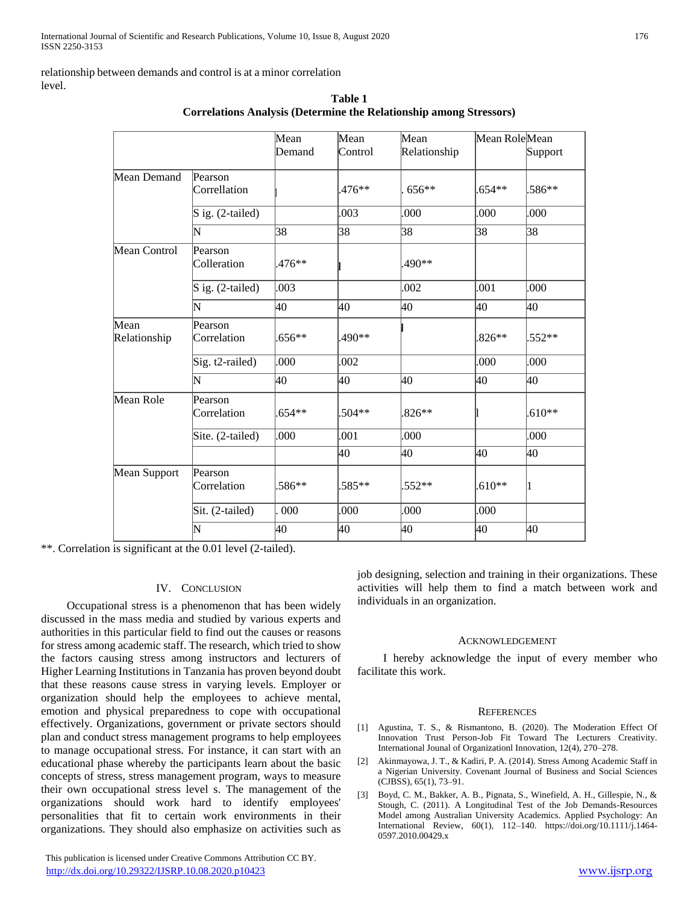relationship between demands and control is at a minor correlation level.

**Table 1**
**Correlations Analysis (Determine the Relationship among Stressors)**

| | | Mean Demand | Mean Control | Mean Relationship | Mean Role | Mean Support |
|---|---|---|---|---|---|---|
| Mean Demand | Pearson Correllation | | .476** | . 656** | .654** | .586** |
| | S ig. (2-tailed) | | .003 | .000 | .000 | .000 |
| | N | 38 | 38 | 38 | 38 | 38 |
| Mean Control | Pearson Colleration | .476** | | .490** | | |
| | S ig. (2-tailed) | .003 | | .002 | .001 | .000 |
| | N | 40 | 40 | 40 | 40 | 40 |
| Mean Relationship | Pearson Correlation | .656** | .490** | | .826** | .552** |
| | Sig. t2-railed) | .000 | .002 | | .000 | .000 |
| | N | 40 | 40 | 40 | 40 | 40 |
| Mean Role | Pearson Correlation | .654** | .504** | .826** | l | .610** |
| | Site. (2-tailed) | .000 | .001 | .000 | | .000 |
| | | | 40 | 40 | 40 | 40 |
| Mean Support | Pearson Correlation | .586** | .585** | .552** | .610** | 1 |
| | Sit. (2-tailed) | . 000 | .000 | .000 | .000 | |
| | N | 40 | 40 | 40 | 40 | 40 |

**. Correlation is significant at the 0.01 level (2-tailed).

## IV. Conclusion

Occupational stress is a phenomenon that has been widely discussed in the mass media and studied by various experts and authorities in this particular field to find out the causes or reasons for stress among academic staff. The research, which tried to show the factors causing stress among instructors and lecturers of Higher Learning Institutions in Tanzania has proven beyond doubt that these reasons cause stress in varying levels. Employer or organization should help the employees to achieve mental, emotion and physical preparedness to cope with occupational effectively. Organizations, government or private sectors should plan and conduct stress management programs to help employees to manage occupational stress. For instance, it can start with an educational phase whereby the participants learn about the basic concepts of stress, stress management program, ways to measure their own occupational stress level s. The management of the organizations should work hard to identify employees' personalities that fit to certain work environments in their organizations. They should also emphasize on activities such as job designing, selection and training in their organizations. These activities will help them to find a match between work and individuals in an organization.

## Acknowledgement

I hereby acknowledge the input of every member who facilitate this work.

## References

[1] Agustina, T. S., & Rismantono, B. (2020). The Moderation Effect Of Innovation Trust Person-Job Fit Toward The Lecturers Creativity. International Jounal of Organizationl Innovation, 12(4), 270–278.

[2] Akinmayowa, J. T., & Kadiri, P. A. (2014). Stress Among Academic Staff in a Nigerian University. Covenant Journal of Business and Social Sciences (CJBSS), 65(1), 73–91.

[3] Boyd, C. M., Bakker, A. B., Pignata, S., Winefield, A. H., Gillespie, N., & Stough, C. (2011). A Longitudinal Test of the Job Demands-Resources Model among Australian University Academics. Applied Psychology: An International Review, 60(1), 112–140. https://doi.org/10.1111/j.1464-0597.2010.00429.x

This publication is licensed under Creative Commons Attribution CC BY.
http://dx.doi.org/10.29322/IJSRP.10.08.2020.p10423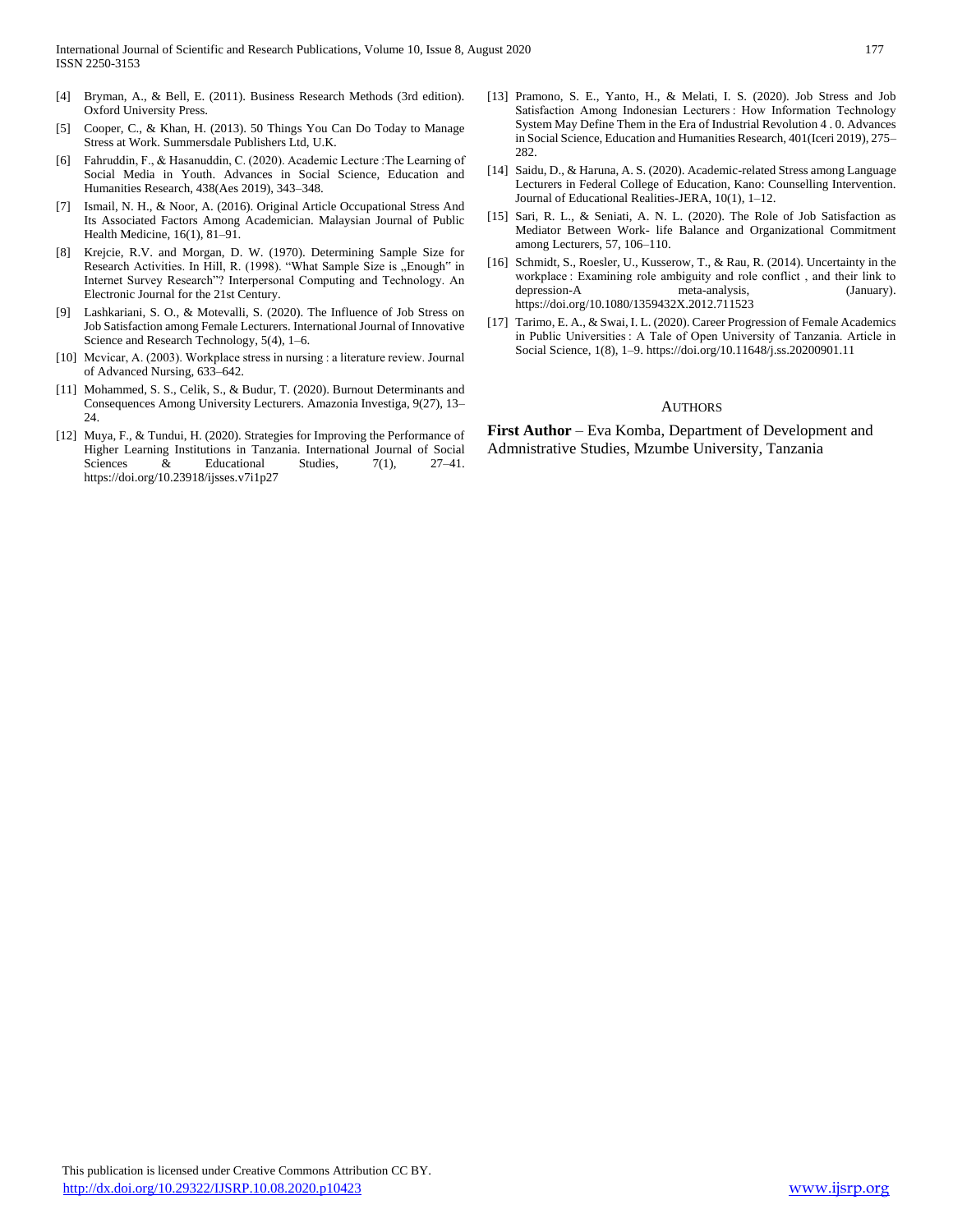[4] Bryman, A., & Bell, E. (2011). Business Research Methods (3rd edition). Oxford University Press.

[5] Cooper, C., & Khan, H. (2013). 50 Things You Can Do Today to Manage Stress at Work. Summersdale Publishers Ltd, U.K.

[6] Fahruddin, F., & Hasanuddin, C. (2020). Academic Lecture :The Learning of Social Media in Youth. Advances in Social Science, Education and Humanities Research, 438(Aes 2019), 343–348.

[7] Ismail, N. H., & Noor, A. (2016). Original Article Occupational Stress And Its Associated Factors Among Academician. Malaysian Journal of Public Health Medicine, 16(1), 81–91.

[8] Krejcie, R.V. and Morgan, D. W. (1970). Determining Sample Size for Research Activities. In Hill, R. (1998). "What Sample Size is „Enough" in Internet Survey Research"? Interpersonal Computing and Technology. An Electronic Journal for the 21st Century.

[9] Lashkariani, S. O., & Motevalli, S. (2020). The Influence of Job Stress on Job Satisfaction among Female Lecturers. International Journal of Innovative Science and Research Technology, 5(4), 1–6.

[10] Mcvicar, A. (2003). Workplace stress in nursing : a literature review. Journal of Advanced Nursing, 633–642.

[11] Mohammed, S. S., Celik, S., & Budur, T. (2020). Burnout Determinants and Consequences Among University Lecturers. Amazonia Investiga, 9(27), 13–24.

[12] Muya, F., & Tundui, H. (2020). Strategies for Improving the Performance of Higher Learning Institutions in Tanzania. International Journal of Social Sciences & Educational Studies, 7(1), 27–41. https://doi.org/10.23918/ijsses.v7i1p27

[13] Pramono, S. E., Yanto, H., & Melati, I. S. (2020). Job Stress and Job Satisfaction Among Indonesian Lecturers : How Information Technology System May Define Them in the Era of Industrial Revolution 4 . 0. Advances in Social Science, Education and Humanities Research, 401(Iceri 2019), 275–282.

[14] Saidu, D., & Haruna, A. S. (2020). Academic-related Stress among Language Lecturers in Federal College of Education, Kano: Counselling Intervention. Journal of Educational Realities-JERA, 10(1), 1–12.

[15] Sari, R. L., & Seniati, A. N. L. (2020). The Role of Job Satisfaction as Mediator Between Work- life Balance and Organizational Commitment among Lecturers, 57, 106–110.

[16] Schmidt, S., Roesler, U., Kusserow, T., & Rau, R. (2014). Uncertainty in the workplace : Examining role ambiguity and role conflict , and their link to depression-A meta-analysis, (January). https://doi.org/10.1080/1359432X.2012.711523

[17] Tarimo, E. A., & Swai, I. L. (2020). Career Progression of Female Academics in Public Universities : A Tale of Open University of Tanzania. Article in Social Science, 1(8), 1–9. https://doi.org/10.11648/j.ss.20200901.11

## AUTHORS

**First Author** – Eva Komba, Department of Development and Admnistrative Studies, Mzumbe University, Tanzania